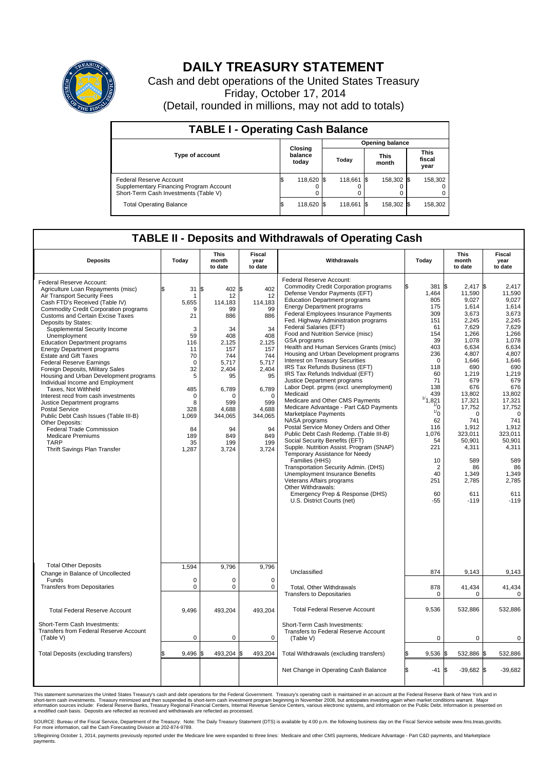# DAILY TREASURY STATEMENT

Cash and debt operations of the United States Treasury

Friday, October 17, 2014

(Detail, rounded in millions, may not add to totals)

## TABLE I - Operating Cash Balance

| Type of account | Closing balance today | Opening balance Today | Opening balance This month | Opening balance This fiscal year |
|---|---|---|---|---|
| Federal Reserve Account | $ 118,620 | $ 118,661 | $ 158,302 | $ 158,302 |
| Supplementary Financing Program Account | 0 | 0 | 0 | 0 |
| Short-Term Cash Investments (Table V) | 0 | 0 | 0 | 0 |
| Total Operating Balance | $ 118,620 | $ 118,661 | $ 158,302 | $ 158,302 |

## TABLE II - Deposits and Withdrawals of Operating Cash

| Deposits | Today | This month to date | Fiscal year to date |
|---|---|---|---|
| Federal Reserve Account: | | | |
| Agriculture Loan Repayments (misc) | $ 31 | $ 402 | $ 402 |
| Air Transport Security Fees | 1 | 12 | 12 |
| Cash FTD's Received (Table IV) | 5,655 | 114,183 | 114,183 |
| Commodity Credit Corporation programs | 9 | 99 | 99 |
| Customs and Certain Excise Taxes | 21 | 886 | 886 |
| Deposits by States: | | | |
| Supplemental Security Income | 3 | 34 | 34 |
| Unemployment | 59 | 408 | 408 |
| Education Department programs | 116 | 2,125 | 2,125 |
| Energy Department programs | 11 | 157 | 157 |
| Estate and Gift Taxes | 70 | 744 | 744 |
| Federal Reserve Earnings | 0 | 5,717 | 5,717 |
| Foreign Deposits, Military Sales | 32 | 2,404 | 2,404 |
| Housing and Urban Development programs | 5 | 95 | 95 |
| Individual Income and Employment Taxes, Not Withheld | 485 | 6,789 | 6,789 |
| Interest recd from cash investments | 0 | 0 | 0 |
| Justice Department programs | 8 | 599 | 599 |
| Postal Service | 328 | 4,688 | 4,688 |
| Public Debt Cash Issues (Table III-B) | 1,069 | 344,065 | 344,065 |
| Other Deposits: | | | |
| Federal Trade Commission | 84 | 94 | 94 |
| Medicare Premiums | 189 | 849 | 849 |
| TARP | 35 | 199 | 199 |
| Thrift Savings Plan Transfer | 1,287 | 3,724 | 3,724 |
| Total Other Deposits | 1,594 | 9,796 | 9,796 |
| Change in Balance of Uncollected Funds | 0 | 0 | 0 |
| Transfers from Depositaries | 0 | 0 | 0 |
| Total Federal Reserve Account | 9,496 | 493,204 | 493,204 |
| Short-Term Cash Investments: Transfers from Federal Reserve Account (Table V) | 0 | 0 | 0 |
| Total Deposits (excluding transfers) | $ 9,496 | $ 493,204 | $ 493,204 |

| Withdrawals | Today | This month to date | Fiscal year to date |
|---|---|---|---|
| Federal Reserve Account: | | | |
| Commodity Credit Corporation programs | $ 381 | $ 2,417 | $ 2,417 |
| Defense Vendor Payments (EFT) | 1,464 | 11,590 | 11,590 |
| Education Department programs | 805 | 9,027 | 9,027 |
| Energy Department programs | 175 | 1,614 | 1,614 |
| Federal Employees Insurance Payments | 309 | 3,673 | 3,673 |
| Fed. Highway Administration programs | 151 | 2,245 | 2,245 |
| Federal Salaries (EFT) | 61 | 7,629 | 7,629 |
| Food and Nutrition Service (misc) | 154 | 1,266 | 1,266 |
| GSA programs | 39 | 1,078 | 1,078 |
| Health and Human Services Grants (misc) | 403 | 6,634 | 6,634 |
| Housing and Urban Development programs | 236 | 4,807 | 4,807 |
| Interest on Treasury Securities | 0 | 1,646 | 1,646 |
| IRS Tax Refunds Business (EFT) | 118 | 690 | 690 |
| IRS Tax Refunds Individual (EFT) | 60 | 1,219 | 1,219 |
| Justice Department programs | 71 | 679 | 679 |
| Labor Dept. prgms (excl. unemployment) | 138 | 676 | 676 |
| Medicaid | 439 | 13,802 | 13,802 |
| Medicare and Other CMS Payments | [1] 1,821 | 17,321 | 17,321 |
| Medicare Advantage - Part C&D Payments | [1] 0 | 17,752 | 17,752 |
| Marketplace Payments | [1] 0 | 0 | 0 |
| NASA programs | 62 | 741 | 741 |
| Postal Service Money Orders and Other | 116 | 1,912 | 1,912 |
| Public Debt Cash Redemp. (Table III-B) | 1,076 | 323,011 | 323,011 |
| Social Security Benefits (EFT) | 54 | 50,901 | 50,901 |
| Supple. Nutrition Assist. Program (SNAP) | 221 | 4,311 | 4,311 |
| Temporary Assistance for Needy Families (HHS) | 10 | 589 | 589 |
| Transportation Security Admin. (DHS) | 2 | 86 | 86 |
| Unemployment Insurance Benefits | 40 | 1,349 | 1,349 |
| Veterans Affairs programs | 251 | 2,785 | 2,785 |
| Other Withdrawals: | | | |
| Emergency Prep & Response (DHS) | 60 | 611 | 611 |
| U.S. District Courts (net) | -55 | -119 | -119 |
| Unclassified | 874 | 9,143 | 9,143 |
| Total, Other Withdrawals | 878 | 41,434 | 41,434 |
| Transfers to Depositaries | 0 | 0 | 0 |
| Total Federal Reserve Account | 9,536 | 532,886 | 532,886 |
| Short-Term Cash Investments: Transfers to Federal Reserve Account (Table V) | 0 | 0 | 0 |
| Total Withdrawals (excluding transfers) | $ 9,536 | $ 532,886 | $ 532,886 |
| Net Change in Operating Cash Balance | $ -41 | $ -39,682 | $ -39,682 |

This statement summarizes the United States Treasury's cash and debt operations for the Federal Government. Treasury's operating cash is maintained in an account at the Federal Reserve Bank of New York and in short-term cash investments. Treasury minimized and then suspended its short-term cash investment program beginning in November 2008, but anticipates investing again when market conditions warrant. Major information sources include: Federal Reserve Banks, Treasury Regional Financial Centers, Internal Revenue Service Centers, various electronic systems, and information on the Public Debt. Information is presented on a modified cash basis. Deposits are reflected as received and withdrawals are reflected as processed.

SOURCE: Bureau of the Fiscal Service, Department of the Treasury. Note: The Daily Treasury Statement (DTS) is available by 4:00 p.m. the following business day on the Fiscal Service website www.fms.treas.gov/dts. For more information, call the Cash Forecasting Division at 202-874-9789.

1/Beginning October 1, 2014, payments previously reported under the Medicare line were expanded to three lines: Medicare and other CMS payments, Medicare Advantage - Part C&D Payments, and Marketplace payments.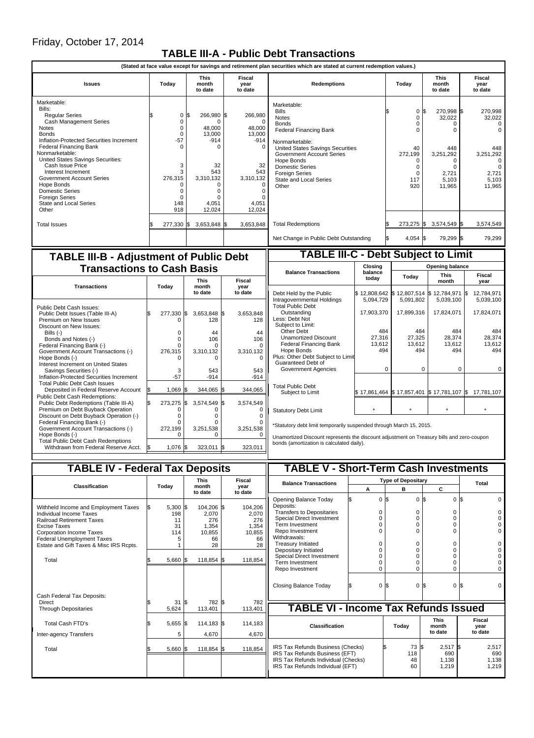Friday, October 17, 2014

# TABLE III-A - Public Debt Transactions

(Stated at face value except for savings and retirement plan securities which are stated at current redemption values.)

| Issues | Today | This month to date | Fiscal year to date |
|---|---|---|---|
| Marketable: | | | |
| Bills: | | | |
| Regular Series | $ 0 | $ 266,980 | $ 266,980 |
| Cash Management Series | 0 | 0 | 0 |
| Notes | 0 | 48,000 | 48,000 |
| Bonds | 0 | 13,000 | 13,000 |
| Inflation-Protected Securities Increment | -57 | -914 | -914 |
| Federal Financing Bank | 0 | 0 | 0 |
| Nonmarketable: | | | |
| United States Savings Securities: | | | |
| Cash Issue Price | 3 | 32 | 32 |
| Interest Increment | 3 | 543 | 543 |
| Government Account Series | 276,315 | 3,310,132 | 3,310,132 |
| Hope Bonds | 0 | 0 | 0 |
| Domestic Series | 0 | 0 | 0 |
| Foreign Series | 0 | 0 | 0 |
| State and Local Series | 148 | 4,051 | 4,051 |
| Other | 918 | 12,024 | 12,024 |
| Total Issues | $ 277,330 | $ 3,653,848 | $ 3,653,848 |

| Redemptions | Today | This month to date | Fiscal year to date |
|---|---|---|---|
| Marketable: | | | |
| Bills | $ 0 | $ 270,998 | $ 270,998 |
| Notes | 0 | 32,022 | 32,022 |
| Bonds | 0 | 0 | 0 |
| Federal Financing Bank | 0 | 0 | 0 |
| Nonmarketable: | | | |
| United States Savings Securities | 40 | 448 | 448 |
| Government Account Series | 272,199 | 3,251,292 | 3,251,292 |
| Hope Bonds | 0 | 0 | 0 |
| Domestic Series | 0 | 0 | 0 |
| Foreign Series | 0 | 2,721 | 2,721 |
| State and Local Series | 117 | 5,103 | 5,103 |
| Other | 920 | 11,965 | 11,965 |
| Total Redemptions | $ 273,275 | $ 3,574,549 | $ 3,574,549 |
| Net Change in Public Debt Outstanding | $ 4,054 | $ 79,299 | $ 79,299 |

# TABLE III-B - Adjustment of Public Debt Transactions to Cash Basis

| Transactions | Today | This month to date | Fiscal year to date |
|---|---|---|---|
| Public Debt Cash Issues: | | | |
| Public Debt Issues (Table III-A) | $ 277,330 | $ 3,653,848 | $ 3,653,848 |
| Premium on New Issues | 0 | 128 | 128 |
| Discount on New Issues: | | | |
| Bills (-) | 0 | 44 | 44 |
| Bonds and Notes (-) | 0 | 106 | 106 |
| Federal Financing Bank (-) | 0 | 0 | 0 |
| Government Account Transactions (-) | 276,315 | 3,310,132 | 3,310,132 |
| Hope Bonds (-) | 0 | 0 | 0 |
| Interest Increment on United States Savings Securities (-) | 3 | 543 | 543 |
| Inflation-Protected Securities Increment | -57 | -914 | -914 |
| Total Public Debt Cash Issues Deposited in Federal Reserve Account | $ 1,069 | $ 344,065 | $ 344,065 |
| Public Debt Cash Redemptions: | | | |
| Public Debt Redemptions (Table III-A) | $ 273,275 | $ 3,574,549 | $ 3,574,549 |
| Premium on Debt Buyback Operation | 0 | 0 | 0 |
| Discount on Debt Buyback Operation (-) | 0 | 0 | 0 |
| Federal Financing Bank (-) | 0 | 0 | 0 |
| Government Account Transactions (-) | 272,199 | 3,251,538 | 3,251,538 |
| Hope Bonds (-) | 0 | 0 | 0 |
| Total Public Debt Cash Redemptions Withdrawn from Federal Reserve Acct. | $ 1,076 | $ 323,011 | $ 323,011 |

# TABLE III-C - Debt Subject to Limit

| Balance Transactions | Closing balance today | Opening balance Today | Opening balance This month | Opening balance Fiscal year |
|---|---|---|---|---|
| Debt Held by the Public | $ 12,808,642 | $ 12,807,514 | $ 12,784,971 | $ 12,784,971 |
| Intragovernmental Holdings | 5,094,729 | 5,091,802 | 5,039,100 | 5,039,100 |
| Total Public Debt Outstanding | 17,903,370 | 17,899,316 | 17,824,071 | 17,824,071 |
| Less: Debt Not Subject to Limit: | | | | |
| Other Debt | 484 | 484 | 484 | 484 |
| Unamortized Discount | 27,316 | 27,325 | 28,374 | 28,374 |
| Federal Financing Bank | 13,612 | 13,612 | 13,612 | 13,612 |
| Hope Bonds | 494 | 494 | 494 | 494 |
| Plus: Other Debt Subject to Limit | | | | |
| Guaranteed Debt of Government Agencies | 0 | 0 | 0 | 0 |
| Total Public Debt Subject to Limit | $ 17,861,464 | $ 17,857,401 | $ 17,781,107 | $ 17,781,107 |
| Statutory Debt Limit | * | * | * | * |

*Statutory debt limit temporarily suspended through March 15, 2015.

Unamortized Discount represents the discount adjustment on Treasury bills and zero-coupon bonds (amortization is calculated daily).

# TABLE IV - Federal Tax Deposits

| Classification | Today | This month to date | Fiscal year to date |
|---|---|---|---|
| Withheld Income and Employment Taxes | $ 5,300 | $ 104,206 | $ 104,206 |
| Individual Income Taxes | 198 | 2,070 | 2,070 |
| Railroad Retirement Taxes | 11 | 276 | 276 |
| Excise Taxes | 31 | 1,354 | 1,354 |
| Corporation Income Taxes | 114 | 10,855 | 10,855 |
| Federal Unemployment Taxes | 5 | 66 | 66 |
| Estate and Gift Taxes & Misc IRS Rcpts. | 1 | 28 | 28 |
| Total | $ 5,660 | $ 118,854 | $ 118,854 |
| Cash Federal Tax Deposits: | | | |
| Direct | $ 31 | $ 782 | $ 782 |
| Through Depositaries | 5,624 | 113,401 | 113,401 |
| Total Cash FTD's | $ 5,655 | $ 114,183 | $ 114,183 |
| Inter-agency Transfers | 5 | 4,670 | 4,670 |
| Total | $ 5,660 | $ 118,854 | $ 118,854 |

# TABLE V - Short-Term Cash Investments

| Balance Transactions | Type of Depositary A | Type of Depositary B | Type of Depositary C | Total |
|---|---|---|---|---|
| Opening Balance Today | $ 0 | $ 0 | $ 0 | $ 0 |
| Deposits: | | | | |
| Transfers to Depositaries | 0 | 0 | 0 | 0 |
| Special Direct Investment | 0 | 0 | 0 | 0 |
| Term Investment | 0 | 0 | 0 | 0 |
| Repo Investment | 0 | 0 | 0 | 0 |
| Withdrawals: | | | | |
| Treasury Initiated | 0 | 0 | 0 | 0 |
| Depositary Initiated | 0 | 0 | 0 | 0 |
| Special Direct Investment | 0 | 0 | 0 | 0 |
| Term Investment | 0 | 0 | 0 | 0 |
| Repo Investment | 0 | 0 | 0 | 0 |
| Closing Balance Today | $ 0 | $ 0 | $ 0 | $ 0 |

# TABLE VI - Income Tax Refunds Issued

| Classification | Today | This month to date | Fiscal year to date |
|---|---|---|---|
| IRS Tax Refunds Business (Checks) | $ 73 | $ 2,517 | $ 2,517 |
| IRS Tax Refunds Business (EFT) | 118 | 690 | 690 |
| IRS Tax Refunds Individual (Checks) | 48 | 1,138 | 1,138 |
| IRS Tax Refunds Individual (EFT) | 60 | 1,219 | 1,219 |